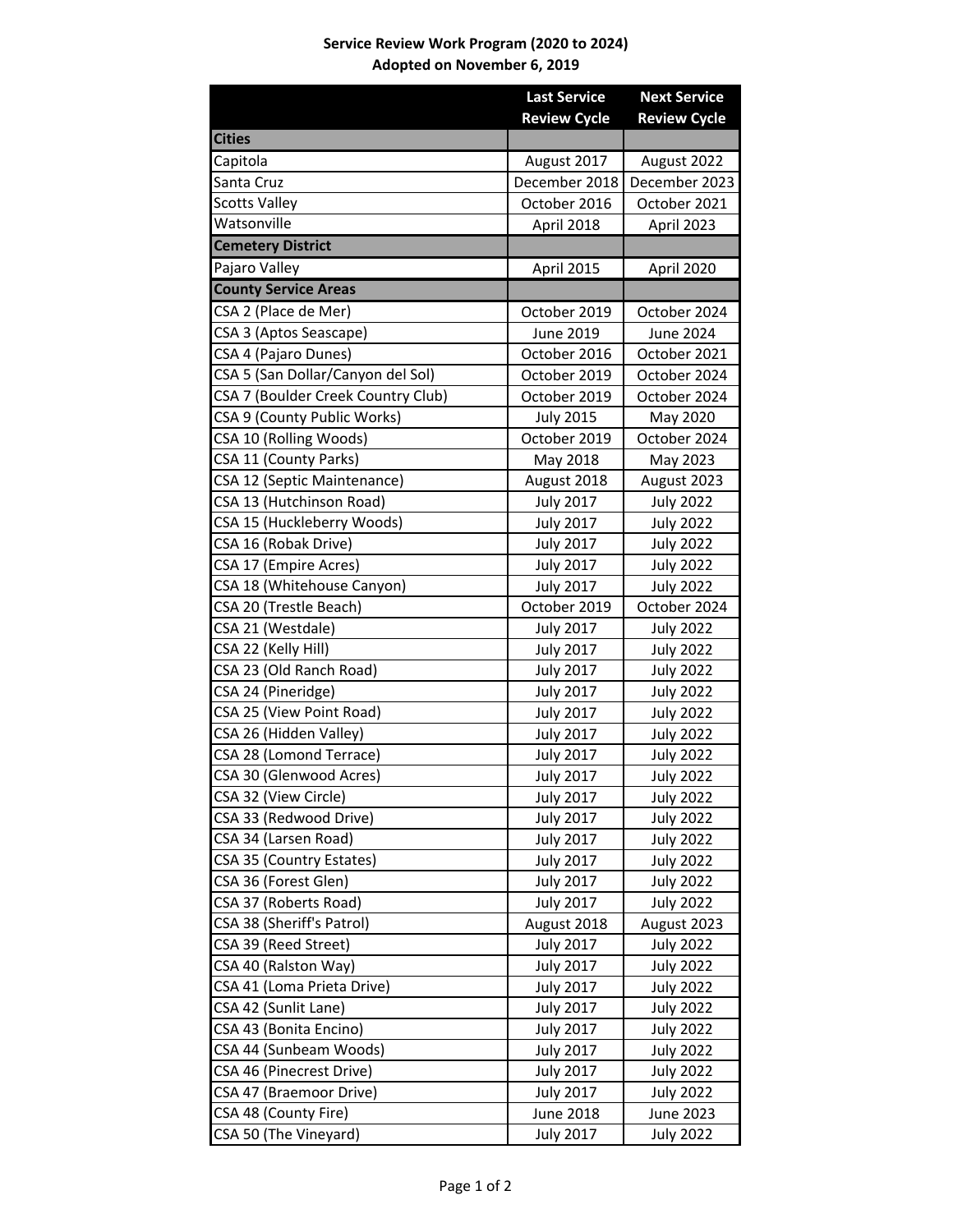# Service Review Work Program (2020 to 2024)

## Adopted on November 6, 2019

| | Last Service Review Cycle | Next Service Review Cycle |
|---|---|---|
| **Cities** | | |
| Capitola | August 2017 | August 2022 |
| Santa Cruz | December 2018 | December 2023 |
| Scotts Valley | October 2016 | October 2021 |
| Watsonville | April 2018 | April 2023 |
| **Cemetery District** | | |
| Pajaro Valley | April 2015 | April 2020 |
| **County Service Areas** | | |
| CSA 2 (Place de Mer) | October 2019 | October 2024 |
| CSA 3 (Aptos Seascape) | June 2019 | June 2024 |
| CSA 4 (Pajaro Dunes) | October 2016 | October 2021 |
| CSA 5 (San Dollar/Canyon del Sol) | October 2019 | October 2024 |
| CSA 7 (Boulder Creek Country Club) | October 2019 | October 2024 |
| CSA 9 (County Public Works) | July 2015 | May 2020 |
| CSA 10 (Rolling Woods) | October 2019 | October 2024 |
| CSA 11 (County Parks) | May 2018 | May 2023 |
| CSA 12 (Septic Maintenance) | August 2018 | August 2023 |
| CSA 13 (Hutchinson Road) | July 2017 | July 2022 |
| CSA 15 (Huckleberry Woods) | July 2017 | July 2022 |
| CSA 16 (Robak Drive) | July 2017 | July 2022 |
| CSA 17 (Empire Acres) | July 2017 | July 2022 |
| CSA 18 (Whitehouse Canyon) | July 2017 | July 2022 |
| CSA 20 (Trestle Beach) | October 2019 | October 2024 |
| CSA 21 (Westdale) | July 2017 | July 2022 |
| CSA 22 (Kelly Hill) | July 2017 | July 2022 |
| CSA 23 (Old Ranch Road) | July 2017 | July 2022 |
| CSA 24 (Pineridge) | July 2017 | July 2022 |
| CSA 25 (View Point Road) | July 2017 | July 2022 |
| CSA 26 (Hidden Valley) | July 2017 | July 2022 |
| CSA 28 (Lomond Terrace) | July 2017 | July 2022 |
| CSA 30 (Glenwood Acres) | July 2017 | July 2022 |
| CSA 32 (View Circle) | July 2017 | July 2022 |
| CSA 33 (Redwood Drive) | July 2017 | July 2022 |
| CSA 34 (Larsen Road) | July 2017 | July 2022 |
| CSA 35 (Country Estates) | July 2017 | July 2022 |
| CSA 36 (Forest Glen) | July 2017 | July 2022 |
| CSA 37 (Roberts Road) | July 2017 | July 2022 |
| CSA 38 (Sheriff's Patrol) | August 2018 | August 2023 |
| CSA 39 (Reed Street) | July 2017 | July 2022 |
| CSA 40 (Ralston Way) | July 2017 | July 2022 |
| CSA 41 (Loma Prieta Drive) | July 2017 | July 2022 |
| CSA 42 (Sunlit Lane) | July 2017 | July 2022 |
| CSA 43 (Bonita Encino) | July 2017 | July 2022 |
| CSA 44 (Sunbeam Woods) | July 2017 | July 2022 |
| CSA 46 (Pinecrest Drive) | July 2017 | July 2022 |
| CSA 47 (Braemoor Drive) | July 2017 | July 2022 |
| CSA 48 (County Fire) | June 2018 | June 2023 |
| CSA 50 (The Vineyard) | July 2017 | July 2022 |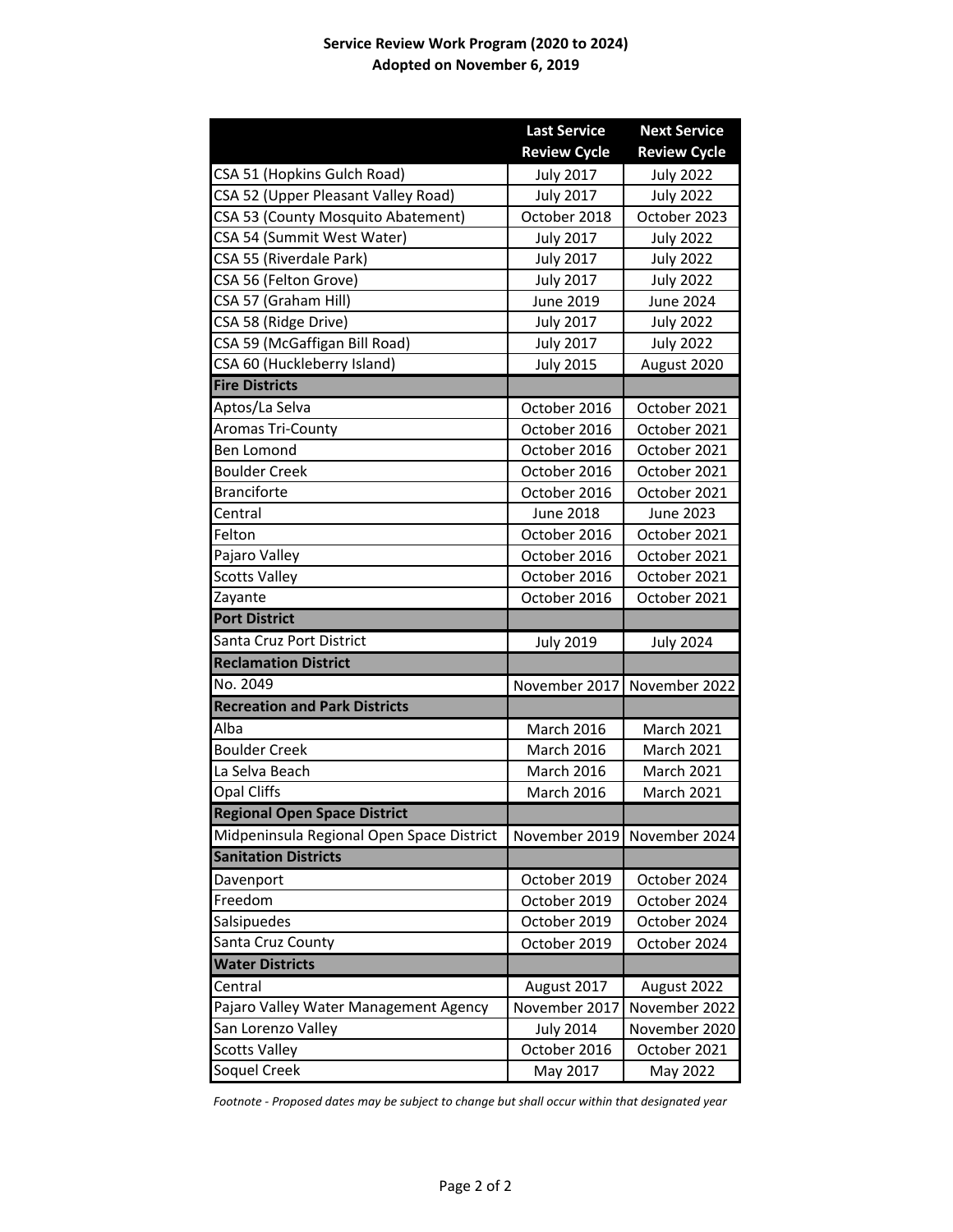**Service Review Work Program (2020 to 2024)**
**Adopted on November 6, 2019**

| | Last Service Review Cycle | Next Service Review Cycle |
|---|---|---|
| CSA 51 (Hopkins Gulch Road) | July 2017 | July 2022 |
| CSA 52 (Upper Pleasant Valley Road) | July 2017 | July 2022 |
| CSA 53 (County Mosquito Abatement) | October 2018 | October 2023 |
| CSA 54 (Summit West Water) | July 2017 | July 2022 |
| CSA 55 (Riverdale Park) | July 2017 | July 2022 |
| CSA 56 (Felton Grove) | July 2017 | July 2022 |
| CSA 57 (Graham Hill) | June 2019 | June 2024 |
| CSA 58 (Ridge Drive) | July 2017 | July 2022 |
| CSA 59 (McGaffigan Bill Road) | July 2017 | July 2022 |
| CSA 60 (Huckleberry Island) | July 2015 | August 2020 |
| **Fire Districts** | | |
| Aptos/La Selva | October 2016 | October 2021 |
| Aromas Tri-County | October 2016 | October 2021 |
| Ben Lomond | October 2016 | October 2021 |
| Boulder Creek | October 2016 | October 2021 |
| Branciforte | October 2016 | October 2021 |
| Central | June 2018 | June 2023 |
| Felton | October 2016 | October 2021 |
| Pajaro Valley | October 2016 | October 2021 |
| Scotts Valley | October 2016 | October 2021 |
| Zayante | October 2016 | October 2021 |
| **Port District** | | |
| Santa Cruz Port District | July 2019 | July 2024 |
| **Reclamation District** | | |
| No. 2049 | November 2017 | November 2022 |
| **Recreation and Park Districts** | | |
| Alba | March 2016 | March 2021 |
| Boulder Creek | March 2016 | March 2021 |
| La Selva Beach | March 2016 | March 2021 |
| Opal Cliffs | March 2016 | March 2021 |
| **Regional Open Space District** | | |
| Midpeninsula Regional Open Space District | November 2019 | November 2024 |
| **Sanitation Districts** | | |
| Davenport | October 2019 | October 2024 |
| Freedom | October 2019 | October 2024 |
| Salsipuedes | October 2019 | October 2024 |
| Santa Cruz County | October 2019 | October 2024 |
| **Water Districts** | | |
| Central | August 2017 | August 2022 |
| Pajaro Valley Water Management Agency | November 2017 | November 2022 |
| San Lorenzo Valley | July 2014 | November 2020 |
| Scotts Valley | October 2016 | October 2021 |
| Soquel Creek | May 2017 | May 2022 |

*Footnote - Proposed dates may be subject to change but shall occur within that designated year*